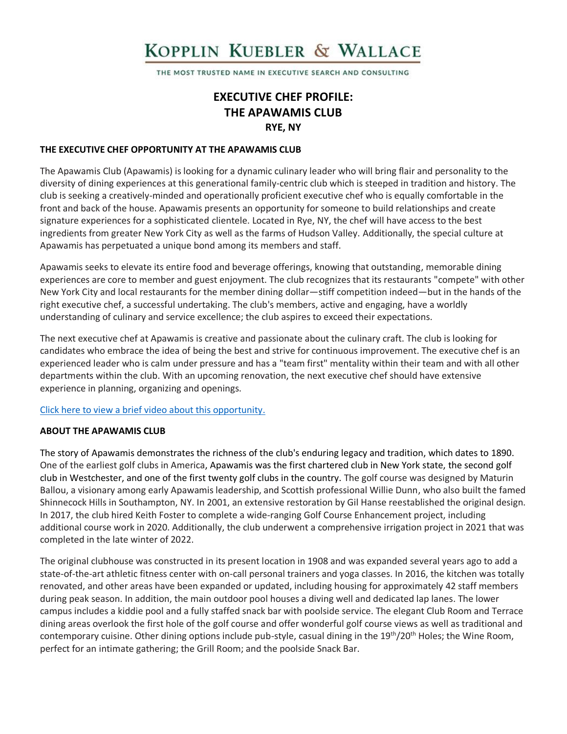# KOPPLIN KUEBLER & WALLACE

THE MOST TRUSTED NAME IN EXECUTIVE SEARCH AND CONSULTING

# EXECUTIVE CHEF PROFILE: THE APAWAMIS CLUB

**RYE, NY**

## THE EXECUTIVE CHEF OPPORTUNITY AT THE APAWAMIS CLUB

The Apawamis Club (Apawamis) is looking for a dynamic culinary leader who will bring flair and personality to the diversity of dining experiences at this generational family-centric club which is steeped in tradition and history. The club is seeking a creatively-minded and operationally proficient executive chef who is equally comfortable in the front and back of the house. Apawamis presents an opportunity for someone to build relationships and create signature experiences for a sophisticated clientele. Located in Rye, NY, the chef will have access to the best ingredients from greater New York City as well as the farms of Hudson Valley. Additionally, the special culture at Apawamis has perpetuated a unique bond among its members and staff.

Apawamis seeks to elevate its entire food and beverage offerings, knowing that outstanding, memorable dining experiences are core to member and guest enjoyment. The club recognizes that its restaurants "compete" with other New York City and local restaurants for the member dining dollar—stiff competition indeed—but in the hands of the right executive chef, a successful undertaking. The club's members, active and engaging, have a worldly understanding of culinary and service excellence; the club aspires to exceed their expectations.

The next executive chef at Apawamis is creative and passionate about the culinary craft. The club is looking for candidates who embrace the idea of being the best and strive for continuous improvement. The executive chef is an experienced leader who is calm under pressure and has a "team first" mentality within their team and with all other departments within the club. With an upcoming renovation, the next executive chef should have extensive experience in planning, organizing and openings.

Click here to view a brief video about this opportunity.

## ABOUT THE APAWAMIS CLUB

The story of Apawamis demonstrates the richness of the club's enduring legacy and tradition, which dates to 1890. One of the earliest golf clubs in America, Apawamis was the first chartered club in New York state, the second golf club in Westchester, and one of the first twenty golf clubs in the country. The golf course was designed by Maturin Ballou, a visionary among early Apawamis leadership, and Scottish professional Willie Dunn, who also built the famed Shinnecock Hills in Southampton, NY. In 2001, an extensive restoration by Gil Hanse reestablished the original design. In 2017, the club hired Keith Foster to complete a wide-ranging Golf Course Enhancement project, including additional course work in 2020. Additionally, the club underwent a comprehensive irrigation project in 2021 that was completed in the late winter of 2022.

The original clubhouse was constructed in its present location in 1908 and was expanded several years ago to add a state-of-the-art athletic fitness center with on-call personal trainers and yoga classes. In 2016, the kitchen was totally renovated, and other areas have been expanded or updated, including housing for approximately 42 staff members during peak season. In addition, the main outdoor pool houses a diving well and dedicated lap lanes. The lower campus includes a kiddie pool and a fully staffed snack bar with poolside service. The elegant Club Room and Terrace dining areas overlook the first hole of the golf course and offer wonderful golf course views as well as traditional and contemporary cuisine. Other dining options include pub-style, casual dining in the 19th/20th Holes; the Wine Room, perfect for an intimate gathering; the Grill Room; and the poolside Snack Bar.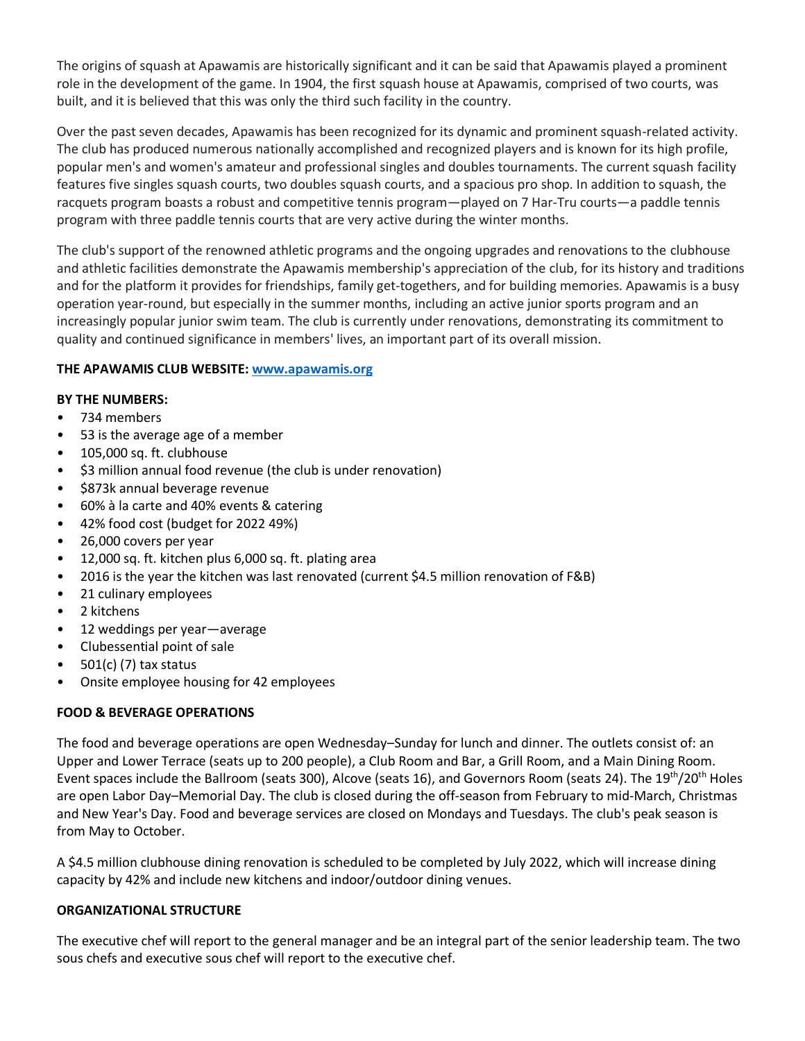The origins of squash at Apawamis are historically significant and it can be said that Apawamis played a prominent role in the development of the game. In 1904, the first squash house at Apawamis, comprised of two courts, was built, and it is believed that this was only the third such facility in the country.

Over the past seven decades, Apawamis has been recognized for its dynamic and prominent squash-related activity. The club has produced numerous nationally accomplished and recognized players and is known for its high profile, popular men's and women's amateur and professional singles and doubles tournaments. The current squash facility features five singles squash courts, two doubles squash courts, and a spacious pro shop. In addition to squash, the racquets program boasts a robust and competitive tennis program—played on 7 Har-Tru courts—a paddle tennis program with three paddle tennis courts that are very active during the winter months.

The club's support of the renowned athletic programs and the ongoing upgrades and renovations to the clubhouse and athletic facilities demonstrate the Apawamis membership's appreciation of the club, for its history and traditions and for the platform it provides for friendships, family get-togethers, and for building memories. Apawamis is a busy operation year-round, but especially in the summer months, including an active junior sports program and an increasingly popular junior swim team. The club is currently under renovations, demonstrating its commitment to quality and continued significance in members' lives, an important part of its overall mission.

**THE APAWAMIS CLUB WEBSITE: [www.apawamis.org](www.apawamis.org)**

**BY THE NUMBERS:**

- 734 members
- 53 is the average age of a member
- 105,000 sq. ft. clubhouse
- $3 million annual food revenue (the club is under renovation)
- $873k annual beverage revenue
- 60% à la carte and 40% events & catering
- 42% food cost (budget for 2022 49%)
- 26,000 covers per year
- 12,000 sq. ft. kitchen plus 6,000 sq. ft. plating area
- 2016 is the year the kitchen was last renovated (current $4.5 million renovation of F&B)
- 21 culinary employees
- 2 kitchens
- 12 weddings per year—average
- Clubessential point of sale
- 501(c) (7) tax status
- Onsite employee housing for 42 employees

**FOOD & BEVERAGE OPERATIONS**

The food and beverage operations are open Wednesday–Sunday for lunch and dinner. The outlets consist of: an Upper and Lower Terrace (seats up to 200 people), a Club Room and Bar, a Grill Room, and a Main Dining Room. Event spaces include the Ballroom (seats 300), Alcove (seats 16), and Governors Room (seats 24). The 19th/20th Holes are open Labor Day–Memorial Day. The club is closed during the off-season from February to mid-March, Christmas and New Year's Day. Food and beverage services are closed on Mondays and Tuesdays. The club's peak season is from May to October.

A $4.5 million clubhouse dining renovation is scheduled to be completed by July 2022, which will increase dining capacity by 42% and include new kitchens and indoor/outdoor dining venues.

**ORGANIZATIONAL STRUCTURE**

The executive chef will report to the general manager and be an integral part of the senior leadership team. The two sous chefs and executive sous chef will report to the executive chef.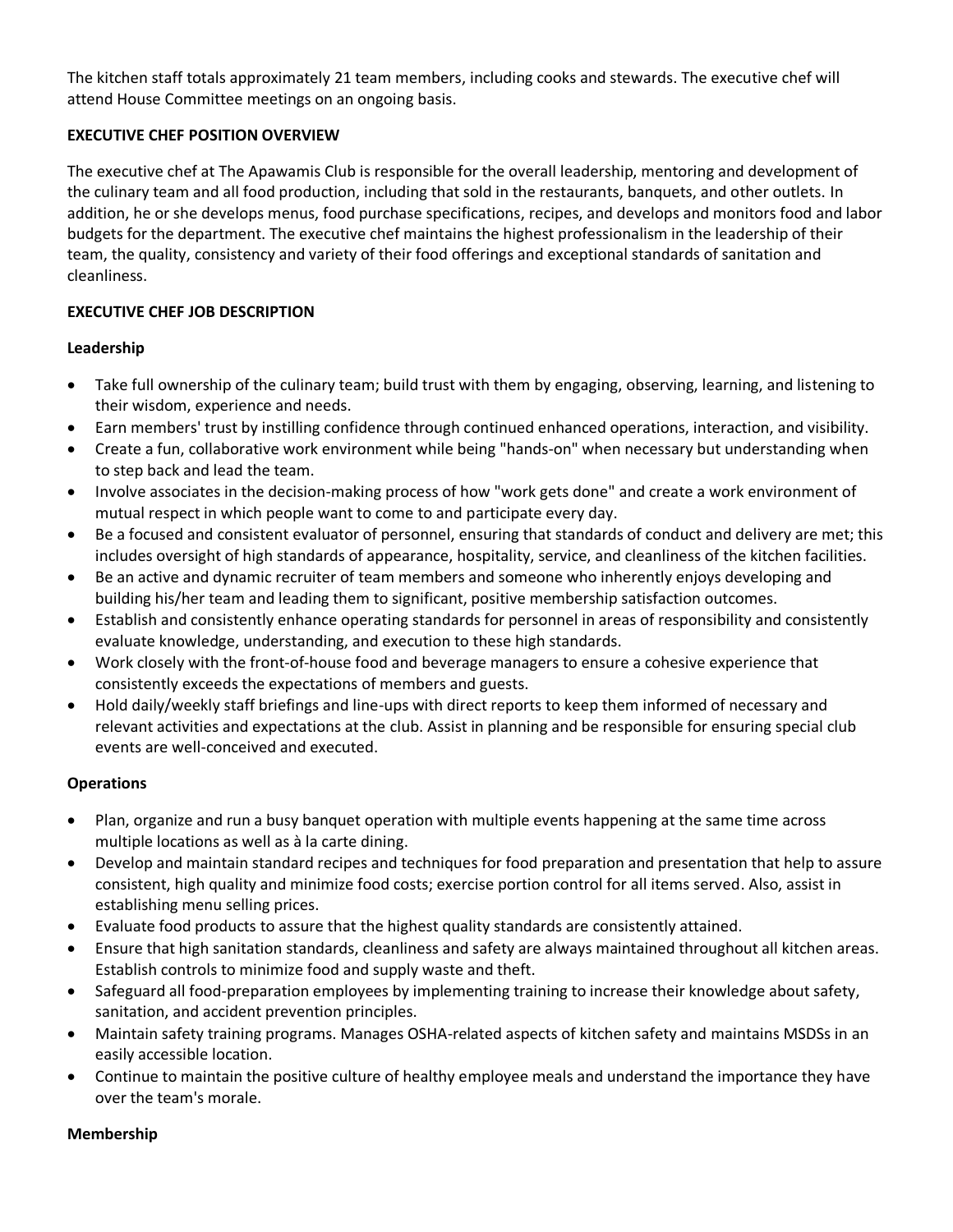The kitchen staff totals approximately 21 team members, including cooks and stewards. The executive chef will attend House Committee meetings on an ongoing basis.

**EXECUTIVE CHEF POSITION OVERVIEW**

The executive chef at The Apawamis Club is responsible for the overall leadership, mentoring and development of the culinary team and all food production, including that sold in the restaurants, banquets, and other outlets. In addition, he or she develops menus, food purchase specifications, recipes, and develops and monitors food and labor budgets for the department. The executive chef maintains the highest professionalism in the leadership of their team, the quality, consistency and variety of their food offerings and exceptional standards of sanitation and cleanliness.

**EXECUTIVE CHEF JOB DESCRIPTION**

**Leadership**

- Take full ownership of the culinary team; build trust with them by engaging, observing, learning, and listening to their wisdom, experience and needs.
- Earn members' trust by instilling confidence through continued enhanced operations, interaction, and visibility.
- Create a fun, collaborative work environment while being "hands-on" when necessary but understanding when to step back and lead the team.
- Involve associates in the decision-making process of how "work gets done" and create a work environment of mutual respect in which people want to come to and participate every day.
- Be a focused and consistent evaluator of personnel, ensuring that standards of conduct and delivery are met; this includes oversight of high standards of appearance, hospitality, service, and cleanliness of the kitchen facilities.
- Be an active and dynamic recruiter of team members and someone who inherently enjoys developing and building his/her team and leading them to significant, positive membership satisfaction outcomes.
- Establish and consistently enhance operating standards for personnel in areas of responsibility and consistently evaluate knowledge, understanding, and execution to these high standards.
- Work closely with the front-of-house food and beverage managers to ensure a cohesive experience that consistently exceeds the expectations of members and guests.
- Hold daily/weekly staff briefings and line-ups with direct reports to keep them informed of necessary and relevant activities and expectations at the club. Assist in planning and be responsible for ensuring special club events are well-conceived and executed.

**Operations**

- Plan, organize and run a busy banquet operation with multiple events happening at the same time across multiple locations as well as à la carte dining.
- Develop and maintain standard recipes and techniques for food preparation and presentation that help to assure consistent, high quality and minimize food costs; exercise portion control for all items served. Also, assist in establishing menu selling prices.
- Evaluate food products to assure that the highest quality standards are consistently attained.
- Ensure that high sanitation standards, cleanliness and safety are always maintained throughout all kitchen areas. Establish controls to minimize food and supply waste and theft.
- Safeguard all food-preparation employees by implementing training to increase their knowledge about safety, sanitation, and accident prevention principles.
- Maintain safety training programs. Manages OSHA-related aspects of kitchen safety and maintains MSDSs in an easily accessible location.
- Continue to maintain the positive culture of healthy employee meals and understand the importance they have over the team's morale.

**Membership**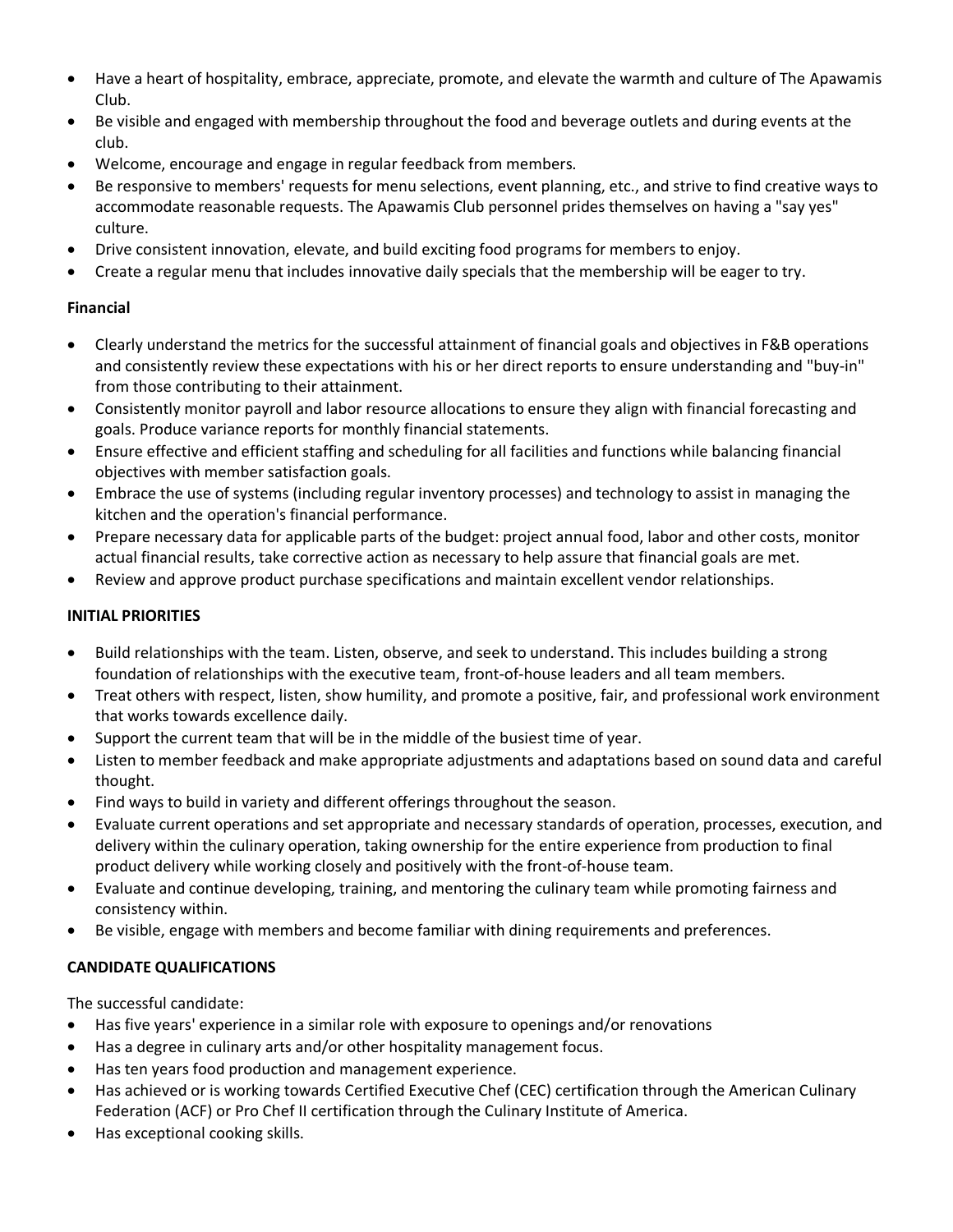- Have a heart of hospitality, embrace, appreciate, promote, and elevate the warmth and culture of The Apawamis Club.
- Be visible and engaged with membership throughout the food and beverage outlets and during events at the club.
- Welcome, encourage and engage in regular feedback from members.
- Be responsive to members' requests for menu selections, event planning, etc., and strive to find creative ways to accommodate reasonable requests. The Apawamis Club personnel prides themselves on having a "say yes" culture.
- Drive consistent innovation, elevate, and build exciting food programs for members to enjoy.
- Create a regular menu that includes innovative daily specials that the membership will be eager to try.

**Financial**

- Clearly understand the metrics for the successful attainment of financial goals and objectives in F&B operations and consistently review these expectations with his or her direct reports to ensure understanding and "buy-in" from those contributing to their attainment.
- Consistently monitor payroll and labor resource allocations to ensure they align with financial forecasting and goals. Produce variance reports for monthly financial statements.
- Ensure effective and efficient staffing and scheduling for all facilities and functions while balancing financial objectives with member satisfaction goals.
- Embrace the use of systems (including regular inventory processes) and technology to assist in managing the kitchen and the operation's financial performance.
- Prepare necessary data for applicable parts of the budget: project annual food, labor and other costs, monitor actual financial results, take corrective action as necessary to help assure that financial goals are met.
- Review and approve product purchase specifications and maintain excellent vendor relationships.

**INITIAL PRIORITIES**

- Build relationships with the team. Listen, observe, and seek to understand. This includes building a strong foundation of relationships with the executive team, front-of-house leaders and all team members.
- Treat others with respect, listen, show humility, and promote a positive, fair, and professional work environment that works towards excellence daily.
- Support the current team that will be in the middle of the busiest time of year.
- Listen to member feedback and make appropriate adjustments and adaptations based on sound data and careful thought.
- Find ways to build in variety and different offerings throughout the season.
- Evaluate current operations and set appropriate and necessary standards of operation, processes, execution, and delivery within the culinary operation, taking ownership for the entire experience from production to final product delivery while working closely and positively with the front-of-house team.
- Evaluate and continue developing, training, and mentoring the culinary team while promoting fairness and consistency within.
- Be visible, engage with members and become familiar with dining requirements and preferences.

**CANDIDATE QUALIFICATIONS**

The successful candidate:

- Has five years' experience in a similar role with exposure to openings and/or renovations
- Has a degree in culinary arts and/or other hospitality management focus.
- Has ten years food production and management experience.
- Has achieved or is working towards Certified Executive Chef (CEC) certification through the American Culinary Federation (ACF) or Pro Chef II certification through the Culinary Institute of America.
- Has exceptional cooking skills.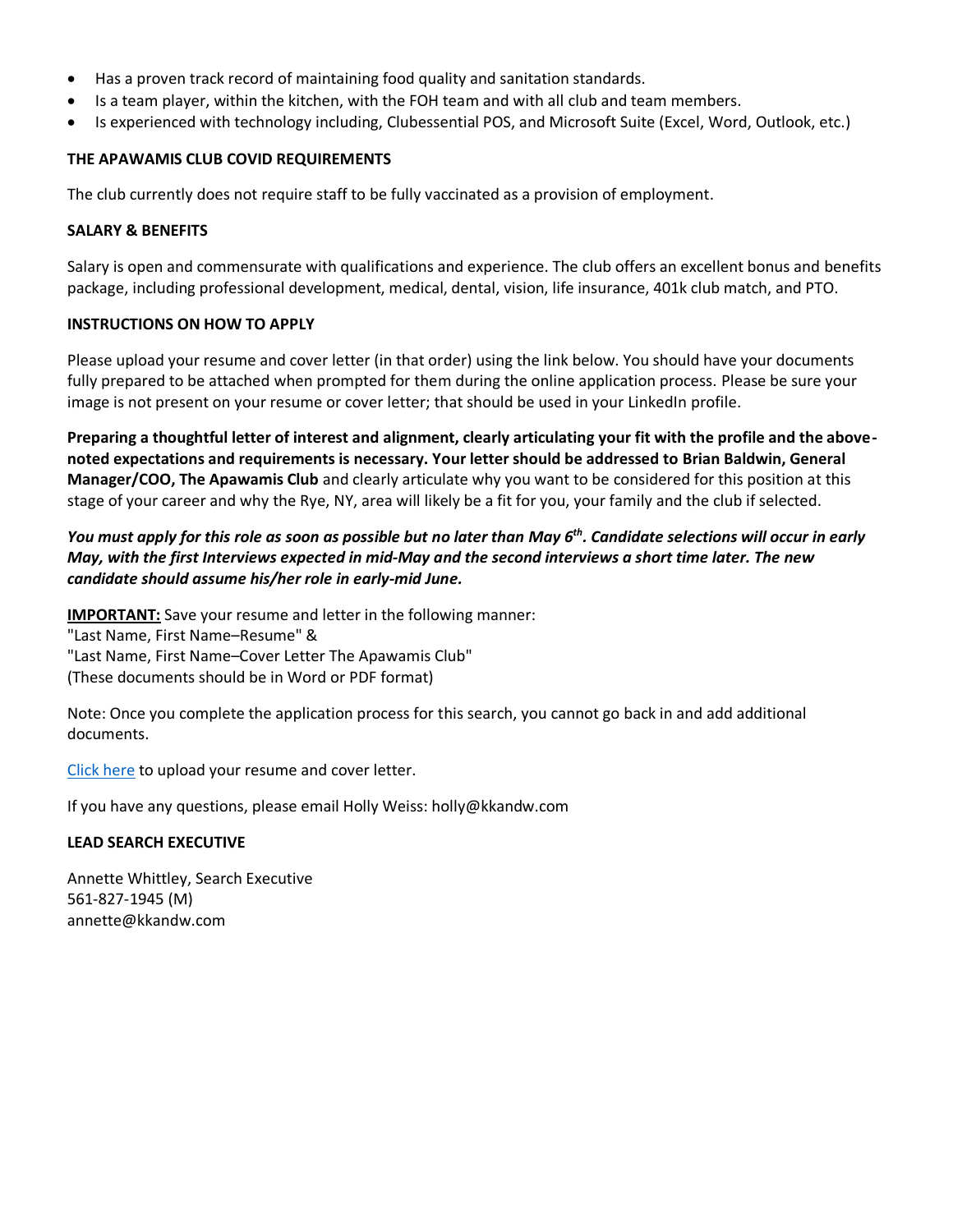- Has a proven track record of maintaining food quality and sanitation standards.
- Is a team player, within the kitchen, with the FOH team and with all club and team members.
- Is experienced with technology including, Clubessential POS, and Microsoft Suite (Excel, Word, Outlook, etc.)

**THE APAWAMIS CLUB COVID REQUIREMENTS**

The club currently does not require staff to be fully vaccinated as a provision of employment.

**SALARY & BENEFITS**

Salary is open and commensurate with qualifications and experience. The club offers an excellent bonus and benefits package, including professional development, medical, dental, vision, life insurance, 401k club match, and PTO.

**INSTRUCTIONS ON HOW TO APPLY**

Please upload your resume and cover letter (in that order) using the link below. You should have your documents fully prepared to be attached when prompted for them during the online application process. Please be sure your image is not present on your resume or cover letter; that should be used in your LinkedIn profile.

**Preparing a thoughtful letter of interest and alignment, clearly articulating your fit with the profile and the above-noted expectations and requirements is necessary. Your letter should be addressed to Brian Baldwin, General Manager/COO, The Apawamis Club** and clearly articulate why you want to be considered for this position at this stage of your career and why the Rye, NY, area will likely be a fit for you, your family and the club if selected.

***You must apply for this role as soon as possible but no later than May 6th. Candidate selections will occur in early May, with the first Interviews expected in mid-May and the second interviews a short time later. The new candidate should assume his/her role in early-mid June.***

**IMPORTANT:** Save your resume and letter in the following manner:
"Last Name, First Name–Resume" &
"Last Name, First Name–Cover Letter The Apawamis Club"
(These documents should be in Word or PDF format)

Note: Once you complete the application process for this search, you cannot go back in and add additional documents.

Click here to upload your resume and cover letter.

If you have any questions, please email Holly Weiss: holly@kkandw.com

**LEAD SEARCH EXECUTIVE**

Annette Whittley, Search Executive
561-827-1945 (M)
annette@kkandw.com